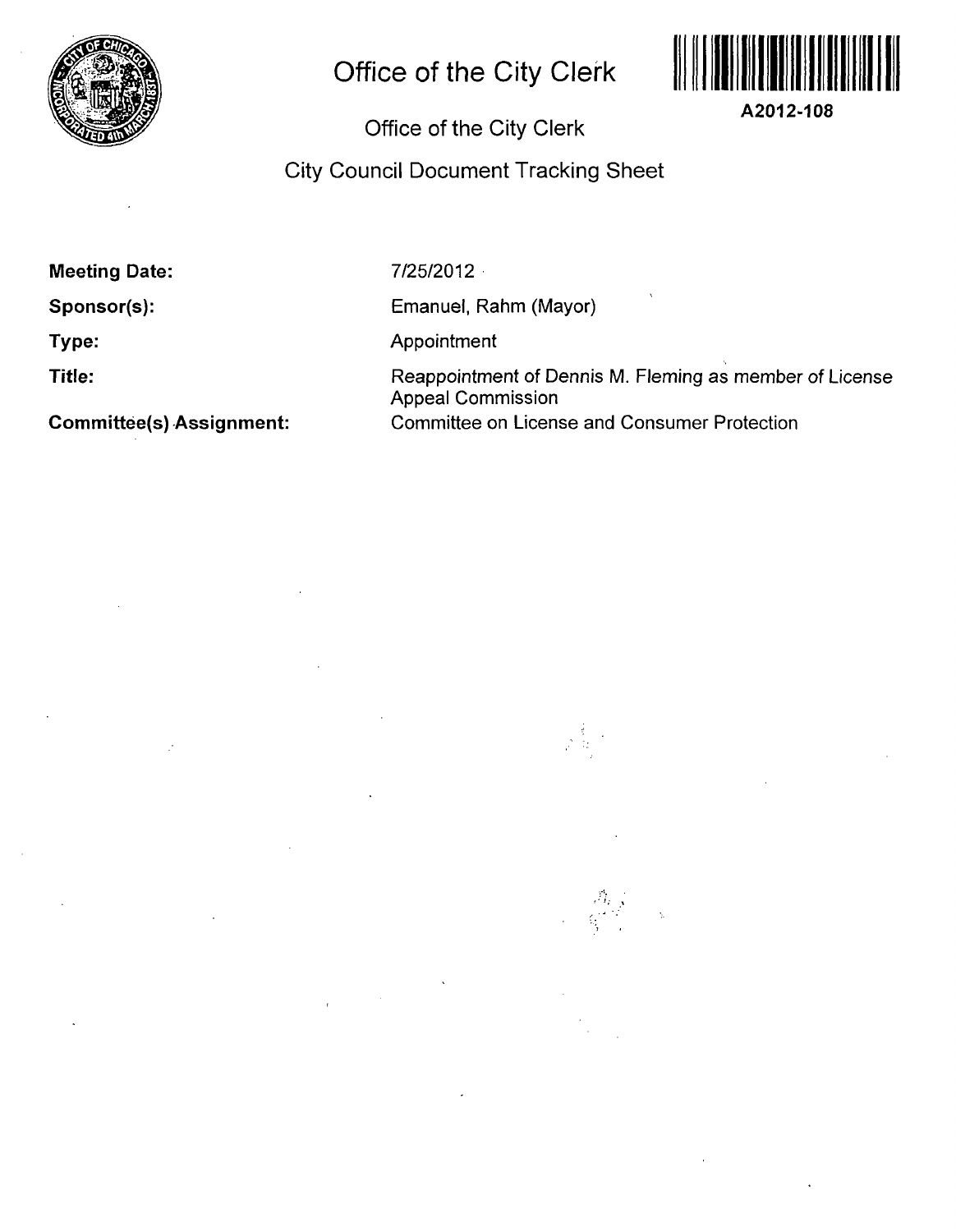# Office of the City Clerk

**A2012-108**

## Office of the City Clerk

## City Council Document Tracking Sheet

**Meeting Date:** 7/25/2012

**Sponsor(s):** Emanuel, Rahm (Mayor)

**Type:** Appointment

**Title:** Reappointment of Dennis M. Fleming as member of License Appeal Commission

**Committee(s) Assignment:** Committee on License and Consumer Protection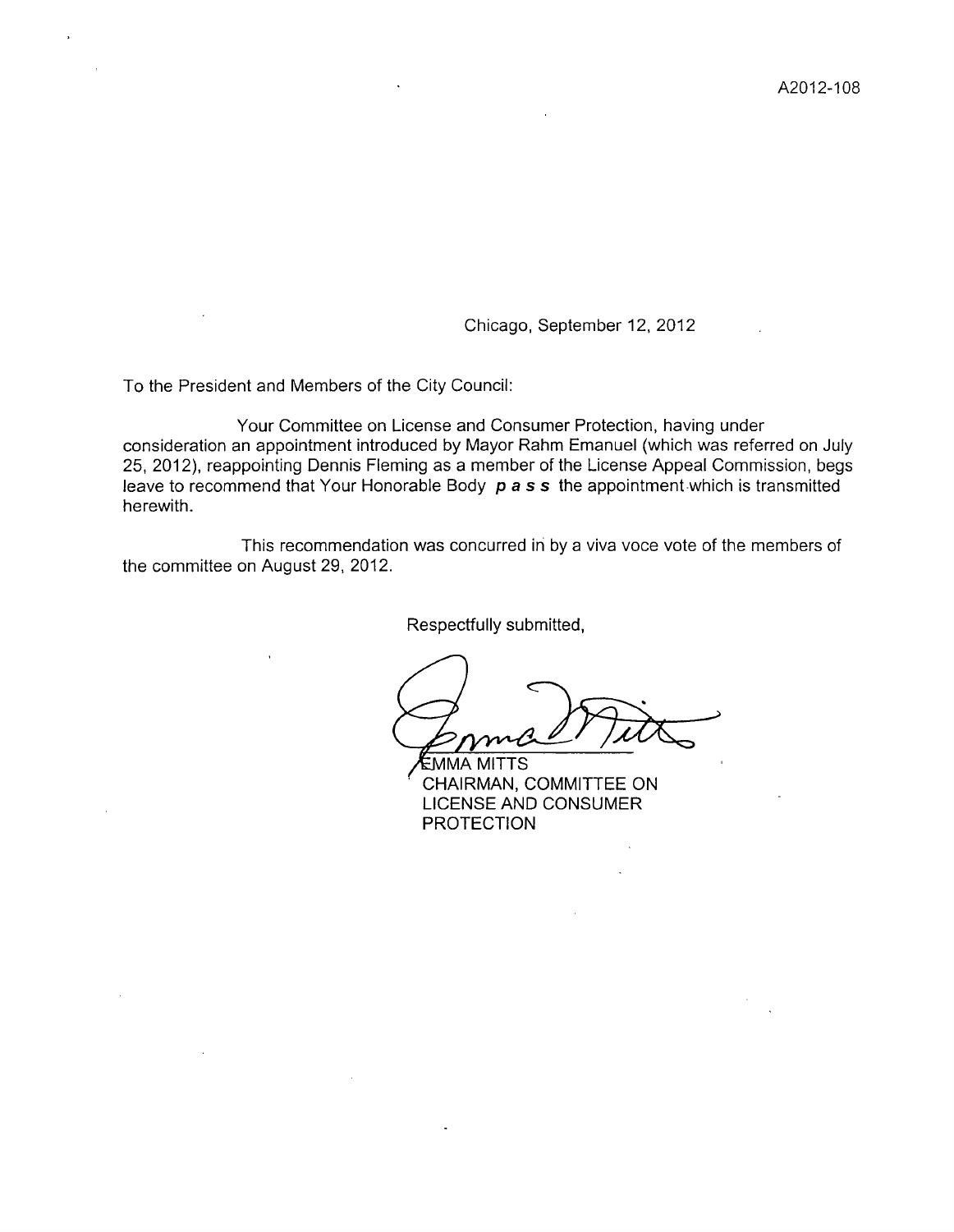A2012-108

Chicago, September 12, 2012

To the President and Members of the City Council:

Your Committee on License and Consumer Protection, having under consideration an appointment introduced by Mayor Rahm Emanuel (which was referred on July 25, 2012), reappointing Dennis Fleming as a member of the License Appeal Commission, begs leave to recommend that Your Honorable Body ***p a s s*** the appointment which is transmitted herewith.

This recommendation was concurred in by a viva voce vote of the members of the committee on August 29, 2012.

Respectfully submitted,

EMMA MITTS
CHAIRMAN, COMMITTEE ON
LICENSE AND CONSUMER
PROTECTION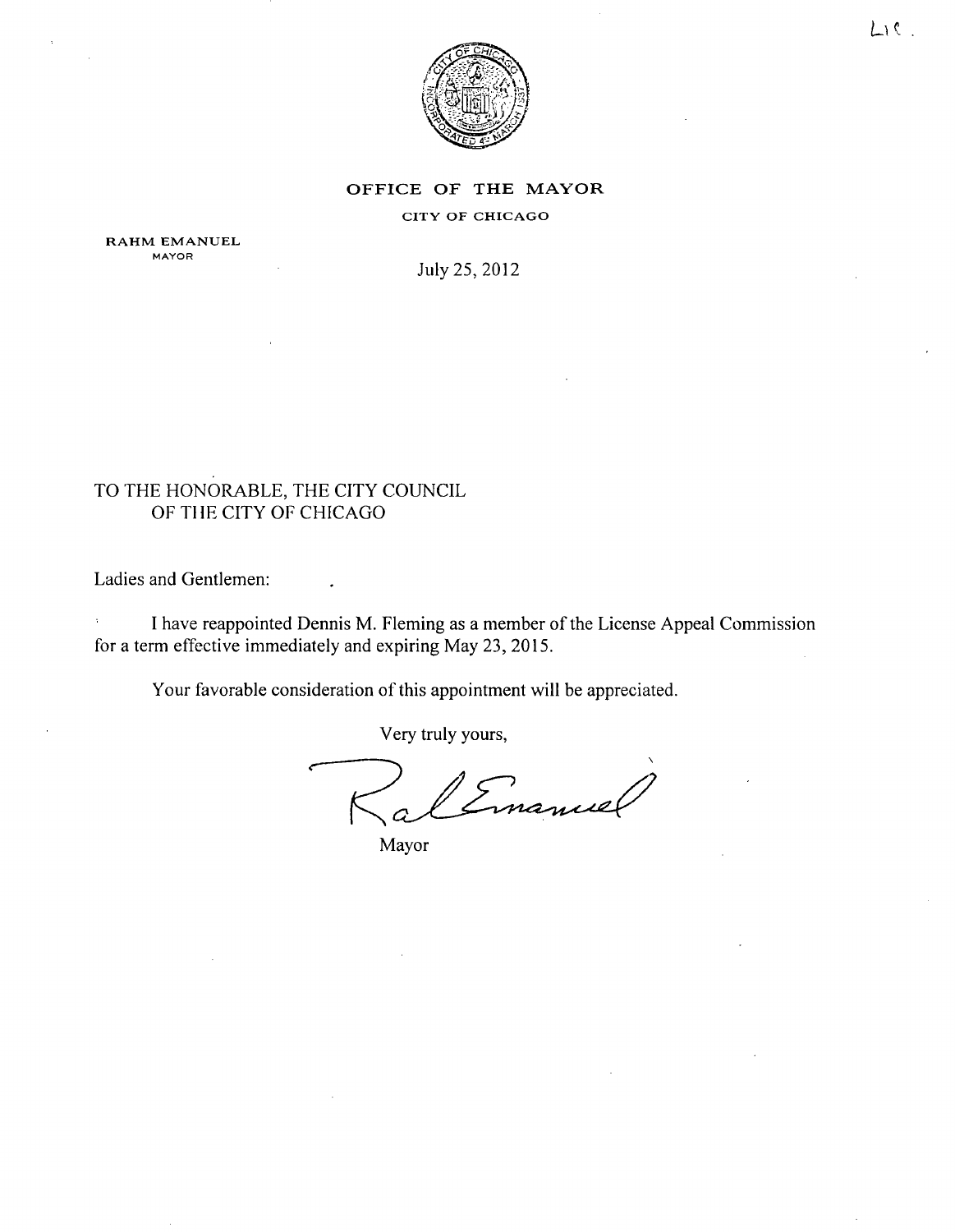Lic.

**OFFICE OF THE MAYOR**

CITY OF CHICAGO

**RAHM EMANUEL**
MAYOR

July 25, 2012

TO THE HONORABLE, THE CITY COUNCIL
OF THE CITY OF CHICAGO

Ladies and Gentlemen:

I have reappointed Dennis M. Fleming as a member of the License Appeal Commission for a term effective immediately and expiring May 23, 2015.

Your favorable consideration of this appointment will be appreciated.

Very truly yours,

Mayor